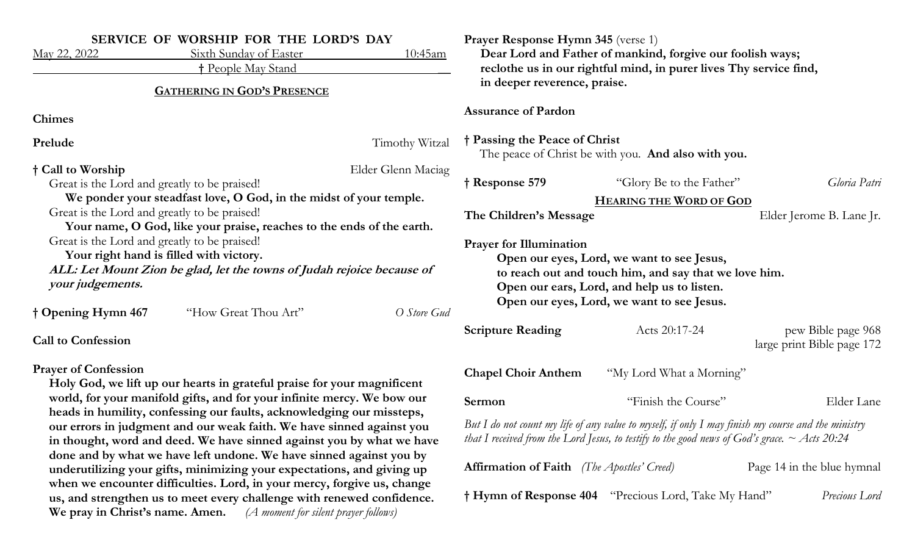# SERVICE OF WORSHIP FOR THE LORD'S DAY

May 22, 2022 — Sixth Sunday of Easter — 10:45am

† People May Stand

## GATHERING IN GOD'S PRESENCE

**Chimes**

**Prelude** — Timothy Witzal

**† Call to Worship** — Elder Glenn Maciag

Great is the Lord and greatly to be praised!
**We ponder your steadfast love, O God, in the midst of your temple.**
Great is the Lord and greatly to be praised!
**Your name, O God, like your praise, reaches to the ends of the earth.**
Great is the Lord and greatly to be praised!
**Your right hand is filled with victory.**
***ALL: Let Mount Zion be glad, let the towns of Judah rejoice because of your judgements.***

**† Opening Hymn 467** — "How Great Thou Art" — *O Store Gud*

**Call to Confession**

**Prayer of Confession**

**Holy God, we lift up our hearts in grateful praise for your magnificent world, for your manifold gifts, and for your infinite mercy. We bow our heads in humility, confessing our faults, acknowledging our missteps, our errors in judgment and our weak faith. We have sinned against you in thought, word and deed. We have sinned against you by what we have done and by what we have left undone. We have sinned against you by underutilizing your gifts, minimizing your expectations, and giving up when we encounter difficulties. Lord, in your mercy, forgive us, change us, and strengthen us to meet every challenge with renewed confidence. We pray in Christ's name. Amen.** *(A moment for silent prayer follows)*

**Prayer Response Hymn 345** (verse 1)

**Dear Lord and Father of mankind, forgive our foolish ways;
reclothe us in our rightful mind, in purer lives Thy service find,
in deeper reverence, praise.**

**Assurance of Pardon**

**† Passing the Peace of Christ**

The peace of Christ be with you. **And also with you.**

**† Response 579** — "Glory Be to the Father" — *Gloria Patri*

## HEARING THE WORD OF GOD

**The Children's Message** — Elder Jerome B. Lane Jr.

**Prayer for Illumination**

**Open our eyes, Lord, we want to see Jesus,
to reach out and touch him, and say that we love him.
Open our ears, Lord, and help us to listen.
Open our eyes, Lord, we want to see Jesus.**

**Scripture Reading** — Acts 20:17-24 — pew Bible page 968, large print Bible page 172

**Chapel Choir Anthem** — "My Lord What a Morning"

**Sermon** — "Finish the Course" — Elder Lane

*But I do not count my life of any value to myself, if only I may finish my course and the ministry that I received from the Lord Jesus, to testify to the good news of God's grace. ~ Acts 20:24*

**Affirmation of Faith** *(The Apostles' Creed)* — Page 14 in the blue hymnal

**† Hymn of Response 404** — "Precious Lord, Take My Hand" — *Precious Lord*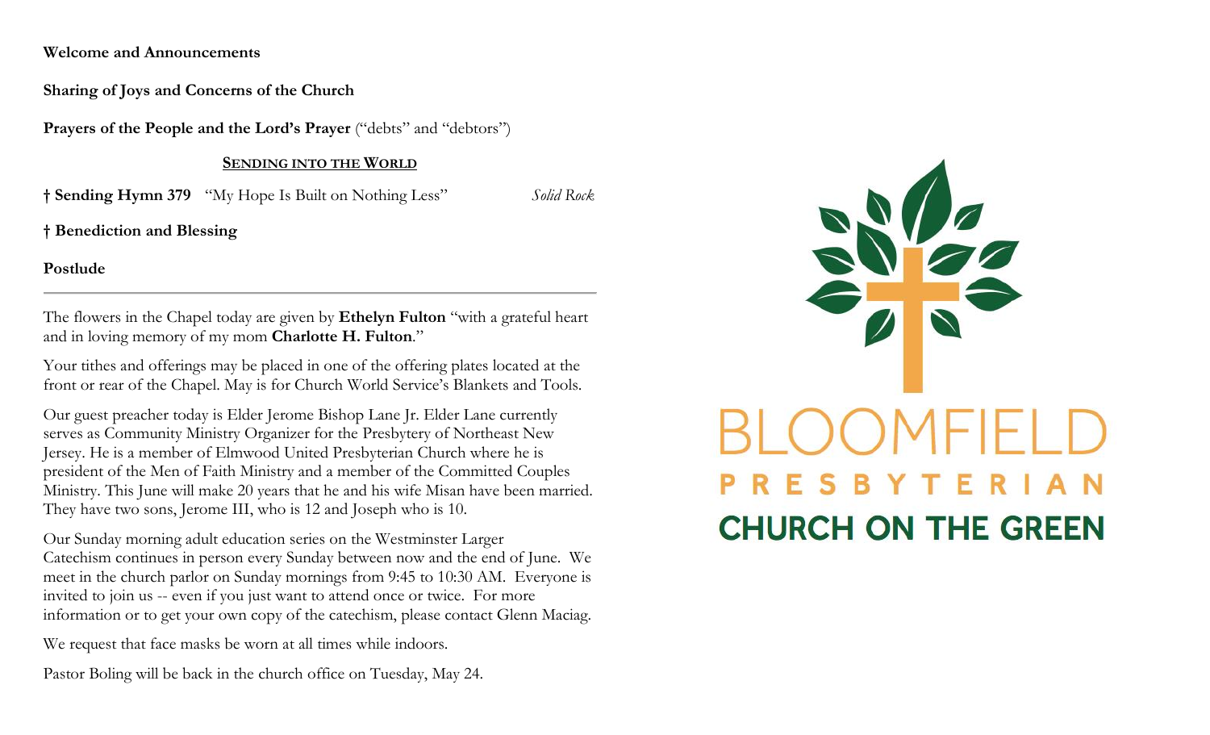**Welcome and Announcements**

**Sharing of Joys and Concerns of the Church**

**Prayers of the People and the Lord's Prayer** ("debts" and "debtors")

## SENDING INTO THE WORLD

**† Sending Hymn 379** "My Hope Is Built on Nothing Less" *Solid Rock*

**† Benediction and Blessing**

**Postlude**

---

The flowers in the Chapel today are given by **Ethelyn Fulton** "with a grateful heart and in loving memory of my mom **Charlotte H. Fulton**."

Your tithes and offerings may be placed in one of the offering plates located at the front or rear of the Chapel. May is for Church World Service's Blankets and Tools.

Our guest preacher today is Elder Jerome Bishop Lane Jr. Elder Lane currently serves as Community Ministry Organizer for the Presbytery of Northeast New Jersey. He is a member of Elmwood United Presbyterian Church where he is president of the Men of Faith Ministry and a member of the Committed Couples Ministry. This June will make 20 years that he and his wife Misan have been married. They have two sons, Jerome III, who is 12 and Joseph who is 10.

Our Sunday morning adult education series on the Westminster Larger Catechism continues in person every Sunday between now and the end of June. We meet in the church parlor on Sunday mornings from 9:45 to 10:30 AM. Everyone is invited to join us -- even if you just want to attend once or twice. For more information or to get your own copy of the catechism, please contact Glenn Maciag.

We request that face masks be worn at all times while indoors.

Pastor Boling will be back in the church office on Tuesday, May 24.

BLOOMFIELD

PRESBYTERIAN

CHURCH ON THE GREEN